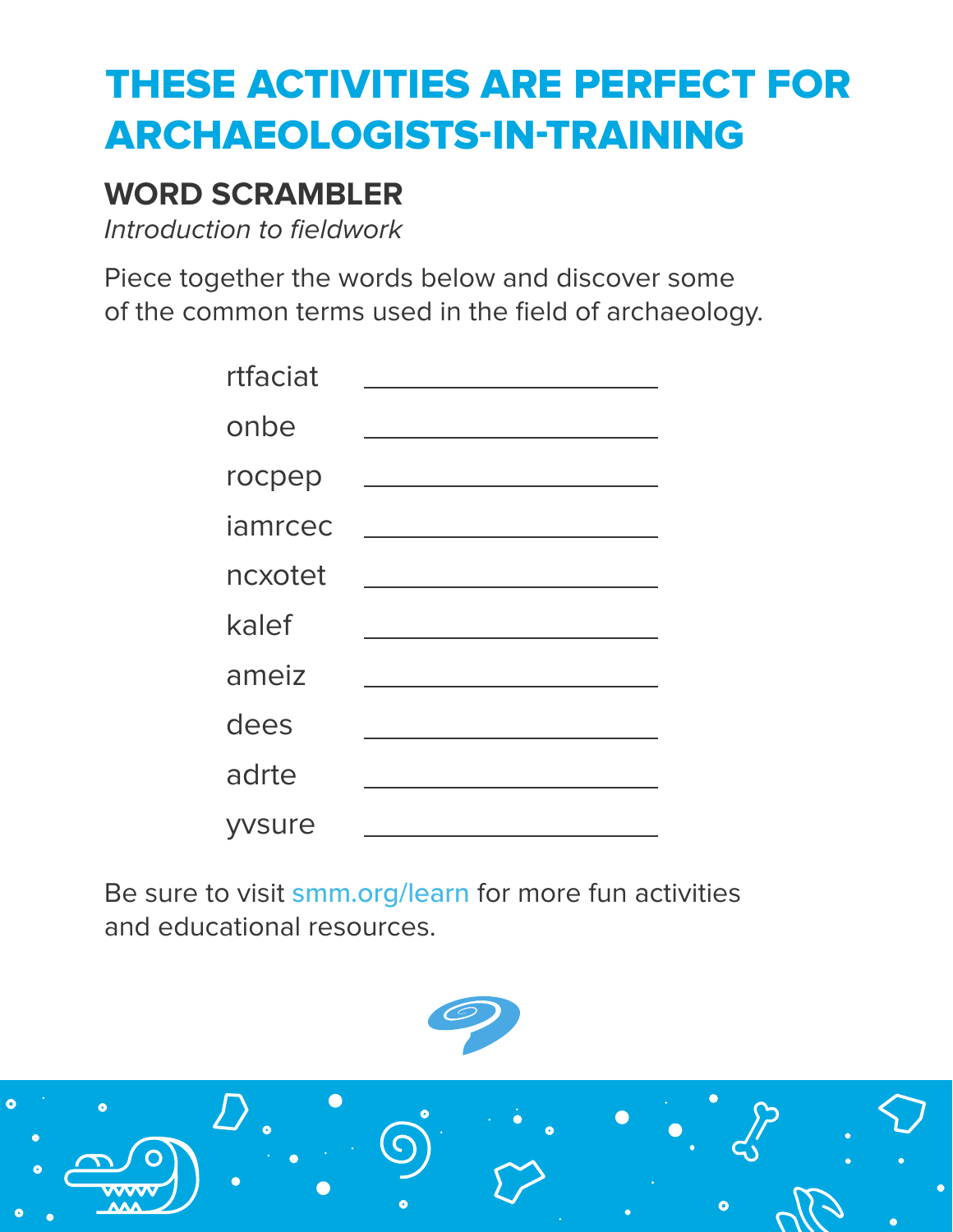# THESE ACTIVITIES ARE PERFECT FOR ARCHAEOLOGISTS-IN-TRAINING

## WORD SCRAMBLER

*Introduction to fieldwork*

Piece together the words below and discover some of the common terms used in the field of archaeology.

rtfaciat ____________________

onbe ____________________

rocpep ____________________

iamrcec ____________________

ncxotet ____________________

kalef ____________________

ameiz ____________________

dees ____________________

adrte ____________________

yvsure ____________________

Be sure to visit smm.org/learn for more fun activities and educational resources.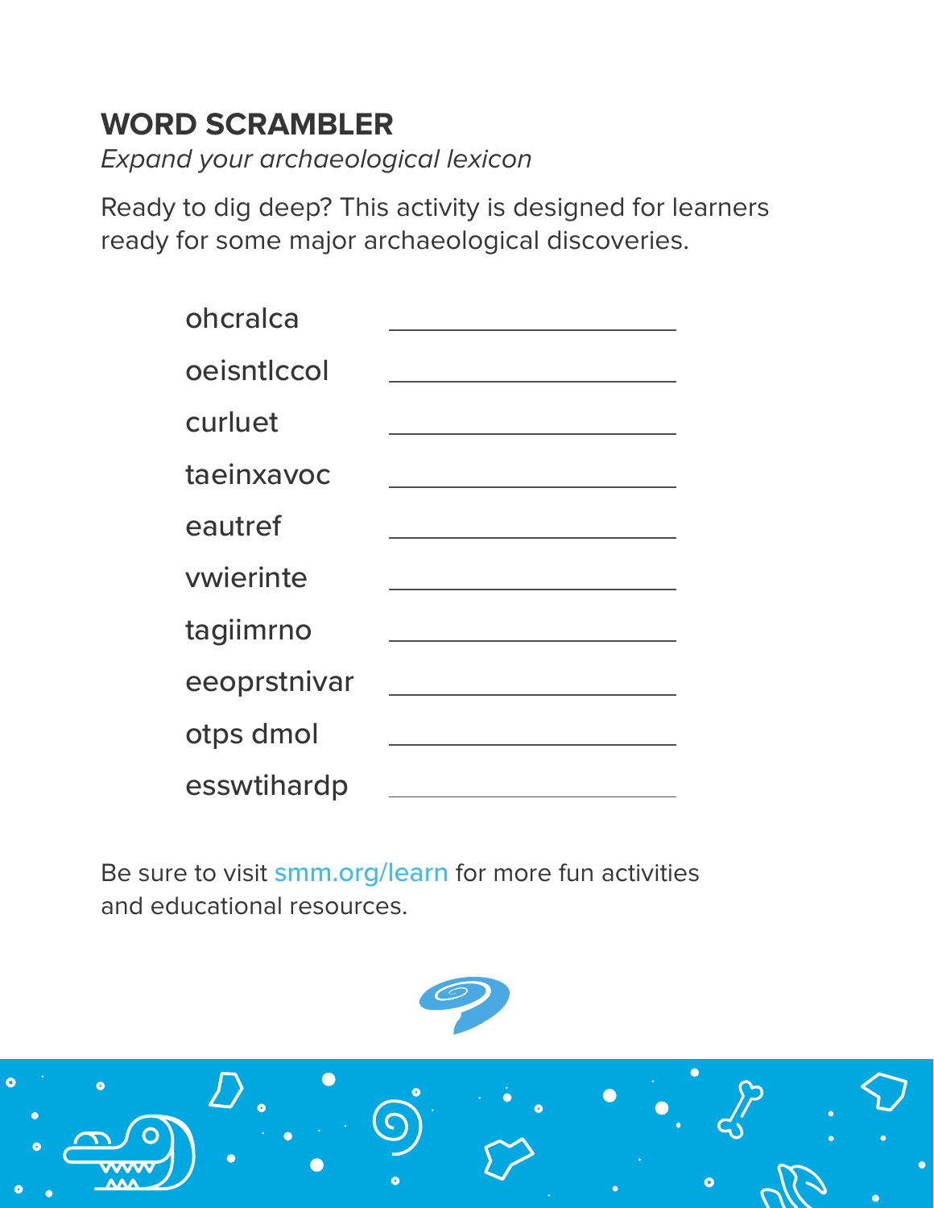## WORD SCRAMBLER

*Expand your archaeological lexicon*

Ready to dig deep? This activity is designed for learners ready for some major archaeological discoveries.

| | |
|---|---|
| ohcralca | ______________________ |
| oeisntlccol | ______________________ |
| curluet | ______________________ |
| taeinxavoc | ______________________ |
| eautref | ______________________ |
| vwierinte | ______________________ |
| tagiimrno | ______________________ |
| eeoprstnivar | ______________________ |
| otps dmol | ______________________ |
| esswtihardp | ______________________ |

Be sure to visit smm.org/learn for more fun activities and educational resources.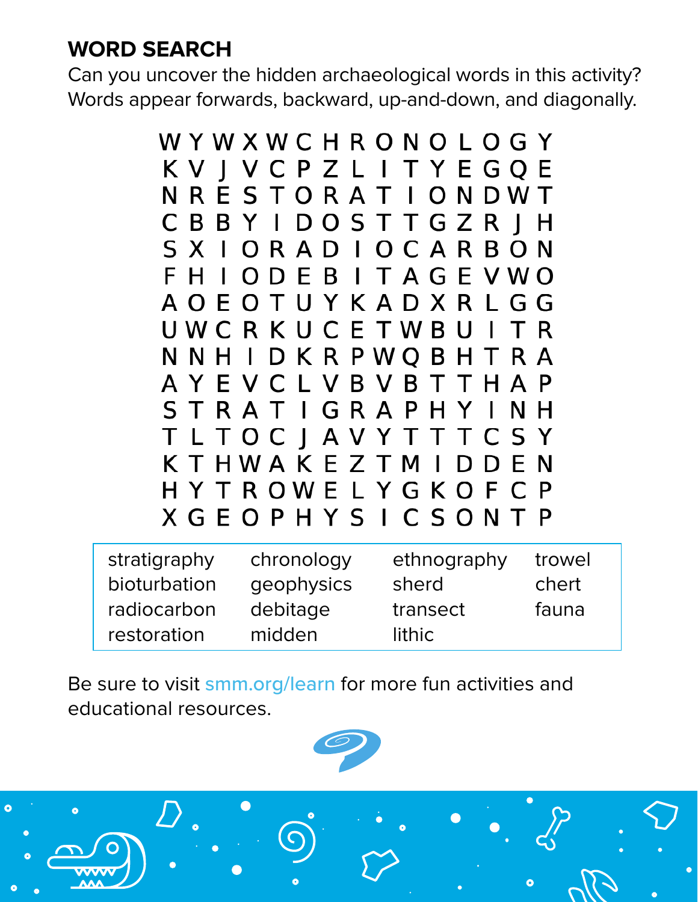## WORD SEARCH

Can you uncover the hidden archaeological words in this activity? Words appear forwards, backward, up-and-down, and diagonally.

```
W Y W X W C H R O N O L O G Y
K V J V C P Z L I T Y E G Q E
N R E S T O R A T I O N D W T
C B B Y I D O S T T G Z R J H
S X I O R A D I O C A R B O N
F H I O D E B I T A G E V W O
A O E O T U Y K A D X R L G G
U W C R K U C E T W B U I T R
N N H I D K R P W Q B H T R A
A Y E V C L V B V B T T H A P
S T R A T I G R A P H Y I N H
T L T O C J A V Y T T T C S Y
K T H W A K E Z T M I D D E N
H Y T R O W E L Y G K O F C P
X G E O P H Y S I C S O N T P
```

| | | | |
|---|---|---|---|
| stratigraphy | chronology | ethnography | trowel |
| bioturbation | geophysics | sherd | chert |
| radiocarbon | debitage | transect | fauna |
| restoration | midden | lithic | |

Be sure to visit smm.org/learn for more fun activities and educational resources.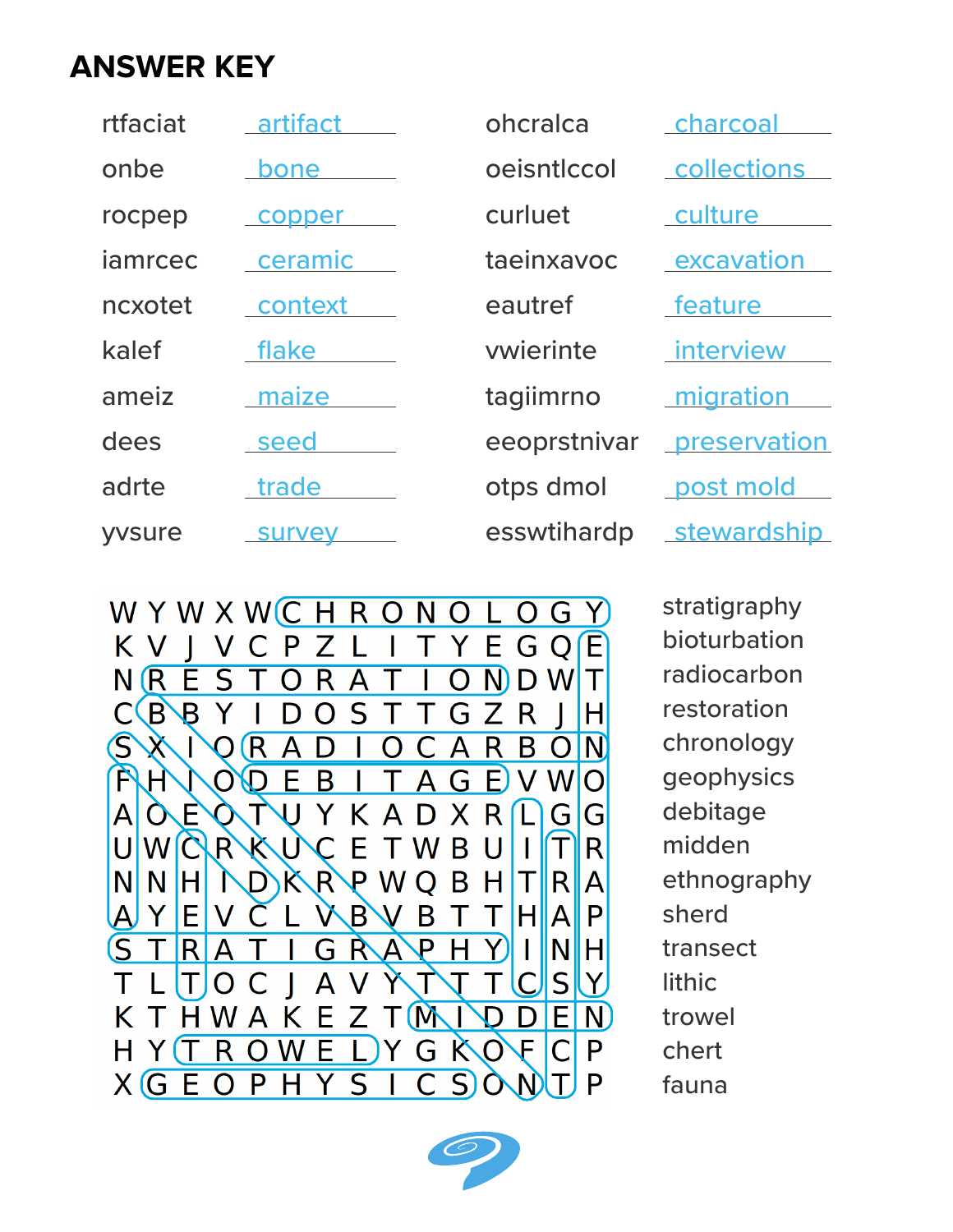# ANSWER KEY

| | | | |
|---|---|---|---|
| rtfaciat | artifact | ohcralca | charcoal |
| onbe | bone | oeisntlccol | collections |
| rocpep | copper | curluet | culture |
| iamrcec | ceramic | taeinxavoc | excavation |
| ncxotet | context | eautref | feature |
| kalef | flake | vwierinte | interview |
| ameiz | maize | tagiimrno | migration |
| dees | seed | eeoprstnivar | preservation |
| adrte | trade | otps dmol | post mold |
| yvsure | survey | esswtihardp | stewardship |

```
W Y W X W C H R O N O L O G Y
K V J V C P Z L I T Y E G Q E
N R E S T O R A T I O N D W T
C B B Y I D O S T T G Z R J H
S X I O R A D I O C A R B O N
F H I O D E B I T A G E V W O
A O E O T U Y K A D X R L G G
U W C R K U C E T W B U I T R
N N H I D K R P W Q B H T R A
A Y E V C L V B V B T T H A P
S T R A T I G R A P H Y I N H
T L T O C J A V Y T T T C S Y
K T H W A K E Z T M I D D E N
H Y T R O W E L Y G K O F C P
X G E O P H Y S I C S O N T P
```

stratigraphy
bioturbation
radiocarbon
restoration
chronology
geophysics
debitage
midden
ethnography
sherd
transect
lithic
trowel
chert
fauna